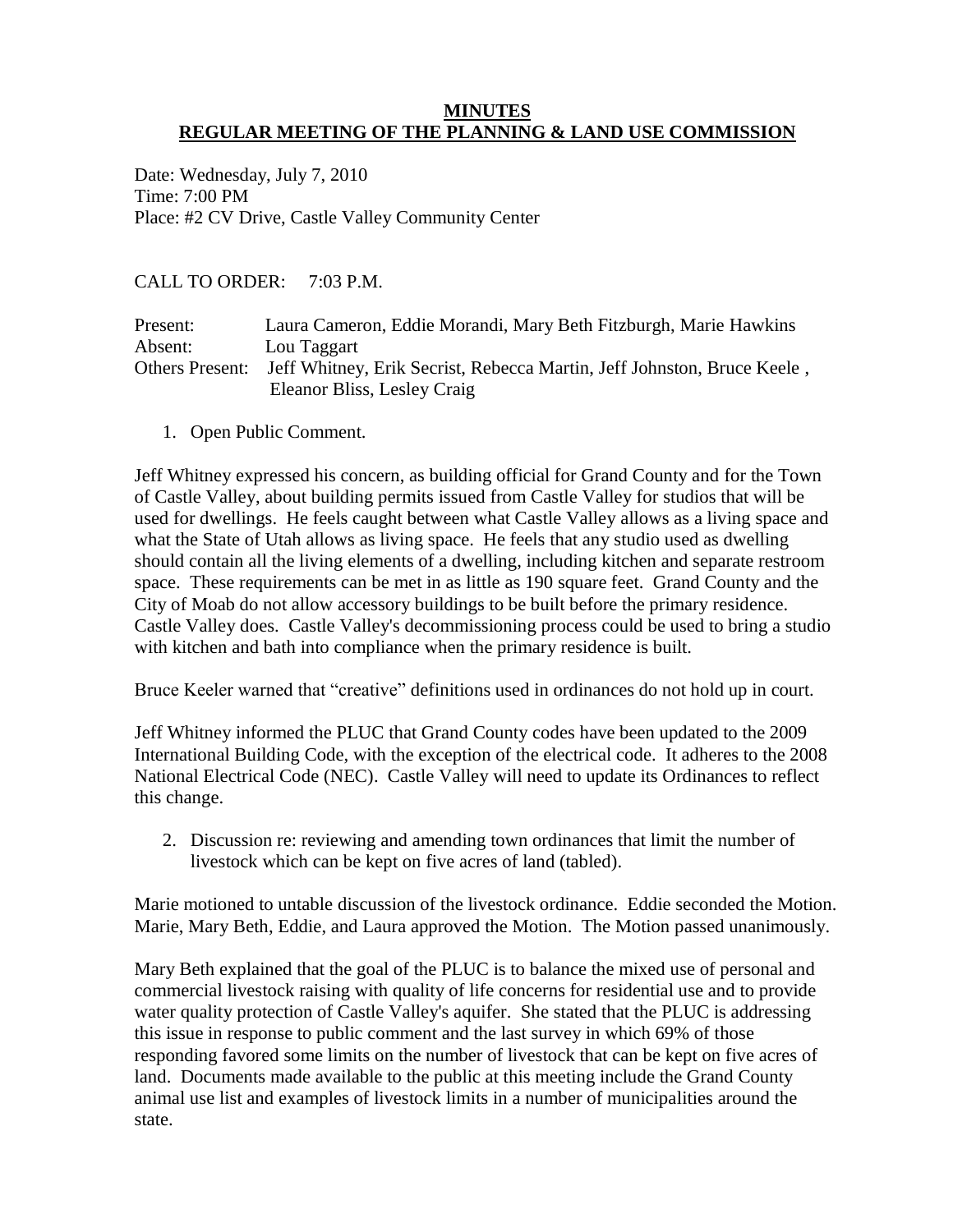# MINUTES
## REGULAR MEETING OF THE PLANNING & LAND USE COMMISSION

Date: Wednesday, July 7, 2010
Time: 7:00 PM
Place: #2 CV Drive, Castle Valley Community Center

CALL TO ORDER: 7:03 P.M.

Present: Laura Cameron, Eddie Morandi, Mary Beth Fitzburgh, Marie Hawkins
Absent: Lou Taggart
Others Present: Jeff Whitney, Erik Secrist, Rebecca Martin, Jeff Johnston, Bruce Keele , Eleanor Bliss, Lesley Craig

1. Open Public Comment.

Jeff Whitney expressed his concern, as building official for Grand County and for the Town of Castle Valley, about building permits issued from Castle Valley for studios that will be used for dwellings. He feels caught between what Castle Valley allows as a living space and what the State of Utah allows as living space. He feels that any studio used as dwelling should contain all the living elements of a dwelling, including kitchen and separate restroom space. These requirements can be met in as little as 190 square feet. Grand County and the City of Moab do not allow accessory buildings to be built before the primary residence. Castle Valley does. Castle Valley's decommissioning process could be used to bring a studio with kitchen and bath into compliance when the primary residence is built.

Bruce Keeler warned that "creative" definitions used in ordinances do not hold up in court.

Jeff Whitney informed the PLUC that Grand County codes have been updated to the 2009 International Building Code, with the exception of the electrical code. It adheres to the 2008 National Electrical Code (NEC). Castle Valley will need to update its Ordinances to reflect this change.

2. Discussion re: reviewing and amending town ordinances that limit the number of livestock which can be kept on five acres of land (tabled).

Marie motioned to untable discussion of the livestock ordinance. Eddie seconded the Motion. Marie, Mary Beth, Eddie, and Laura approved the Motion. The Motion passed unanimously.

Mary Beth explained that the goal of the PLUC is to balance the mixed use of personal and commercial livestock raising with quality of life concerns for residential use and to provide water quality protection of Castle Valley's aquifer. She stated that the PLUC is addressing this issue in response to public comment and the last survey in which 69% of those responding favored some limits on the number of livestock that can be kept on five acres of land. Documents made available to the public at this meeting include the Grand County animal use list and examples of livestock limits in a number of municipalities around the state.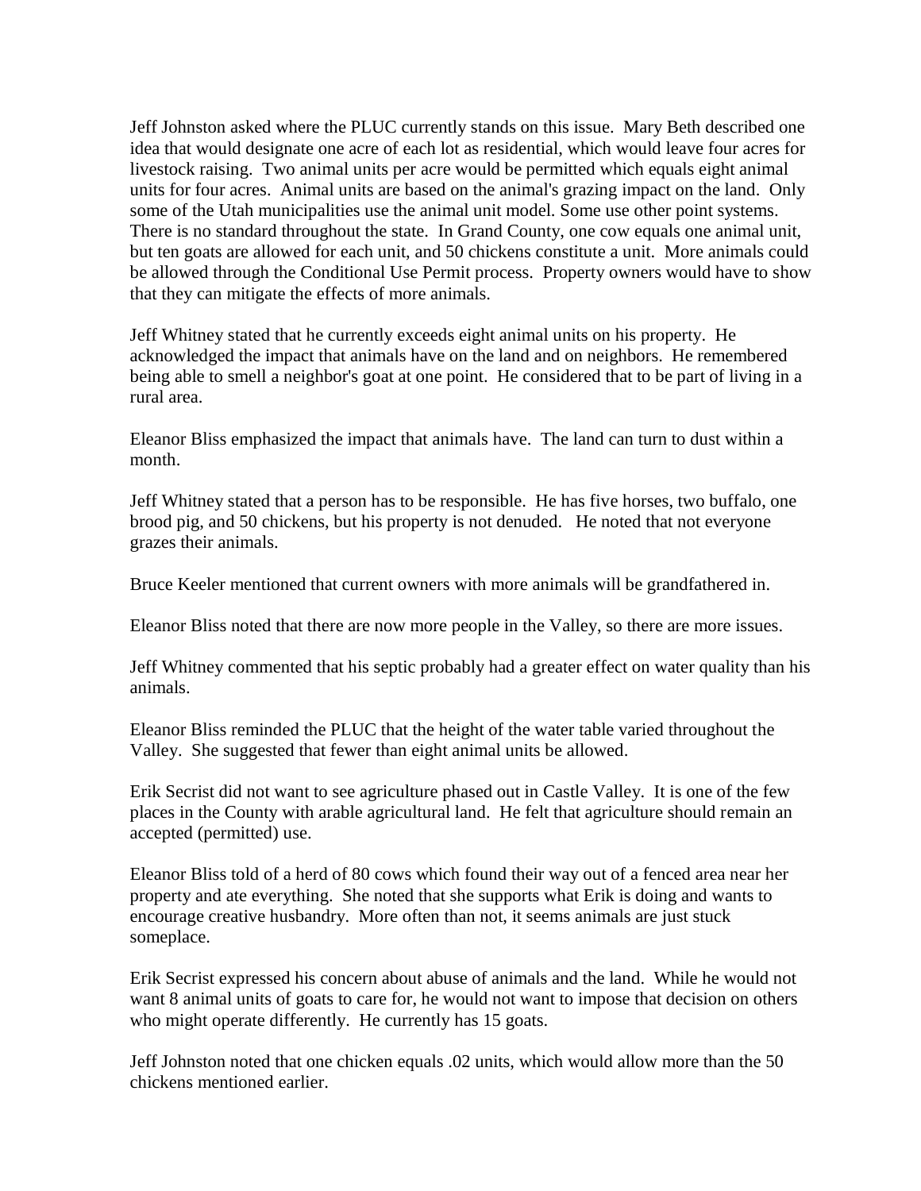Jeff Johnston asked where the PLUC currently stands on this issue. Mary Beth described one idea that would designate one acre of each lot as residential, which would leave four acres for livestock raising. Two animal units per acre would be permitted which equals eight animal units for four acres. Animal units are based on the animal's grazing impact on the land. Only some of the Utah municipalities use the animal unit model. Some use other point systems. There is no standard throughout the state. In Grand County, one cow equals one animal unit, but ten goats are allowed for each unit, and 50 chickens constitute a unit. More animals could be allowed through the Conditional Use Permit process. Property owners would have to show that they can mitigate the effects of more animals.

Jeff Whitney stated that he currently exceeds eight animal units on his property. He acknowledged the impact that animals have on the land and on neighbors. He remembered being able to smell a neighbor's goat at one point. He considered that to be part of living in a rural area.

Eleanor Bliss emphasized the impact that animals have. The land can turn to dust within a month.

Jeff Whitney stated that a person has to be responsible. He has five horses, two buffalo, one brood pig, and 50 chickens, but his property is not denuded. He noted that not everyone grazes their animals.

Bruce Keeler mentioned that current owners with more animals will be grandfathered in.

Eleanor Bliss noted that there are now more people in the Valley, so there are more issues.

Jeff Whitney commented that his septic probably had a greater effect on water quality than his animals.

Eleanor Bliss reminded the PLUC that the height of the water table varied throughout the Valley. She suggested that fewer than eight animal units be allowed.

Erik Secrist did not want to see agriculture phased out in Castle Valley. It is one of the few places in the County with arable agricultural land. He felt that agriculture should remain an accepted (permitted) use.

Eleanor Bliss told of a herd of 80 cows which found their way out of a fenced area near her property and ate everything. She noted that she supports what Erik is doing and wants to encourage creative husbandry. More often than not, it seems animals are just stuck someplace.

Erik Secrist expressed his concern about abuse of animals and the land. While he would not want 8 animal units of goats to care for, he would not want to impose that decision on others who might operate differently. He currently has 15 goats.

Jeff Johnston noted that one chicken equals .02 units, which would allow more than the 50 chickens mentioned earlier.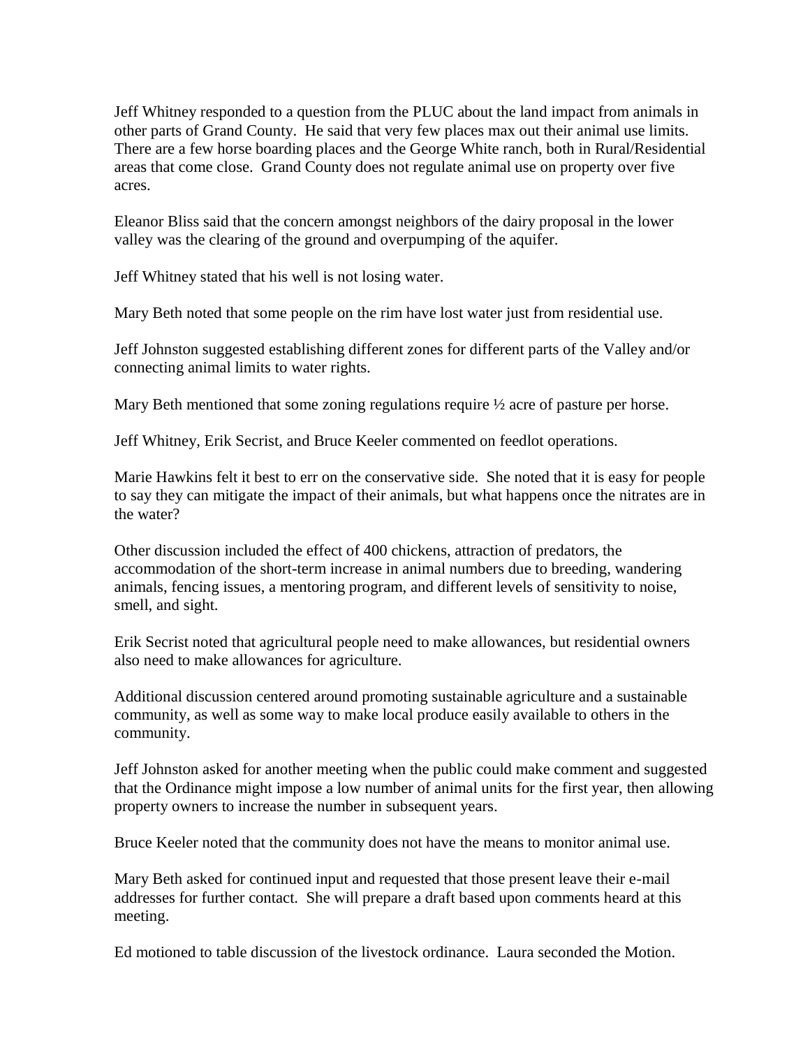Jeff Whitney responded to a question from the PLUC about the land impact from animals in other parts of Grand County. He said that very few places max out their animal use limits. There are a few horse boarding places and the George White ranch, both in Rural/Residential areas that come close. Grand County does not regulate animal use on property over five acres.

Eleanor Bliss said that the concern amongst neighbors of the dairy proposal in the lower valley was the clearing of the ground and overpumping of the aquifer.

Jeff Whitney stated that his well is not losing water.

Mary Beth noted that some people on the rim have lost water just from residential use.

Jeff Johnston suggested establishing different zones for different parts of the Valley and/or connecting animal limits to water rights.

Mary Beth mentioned that some zoning regulations require ½ acre of pasture per horse.

Jeff Whitney, Erik Secrist, and Bruce Keeler commented on feedlot operations.

Marie Hawkins felt it best to err on the conservative side. She noted that it is easy for people to say they can mitigate the impact of their animals, but what happens once the nitrates are in the water?

Other discussion included the effect of 400 chickens, attraction of predators, the accommodation of the short-term increase in animal numbers due to breeding, wandering animals, fencing issues, a mentoring program, and different levels of sensitivity to noise, smell, and sight.

Erik Secrist noted that agricultural people need to make allowances, but residential owners also need to make allowances for agriculture.

Additional discussion centered around promoting sustainable agriculture and a sustainable community, as well as some way to make local produce easily available to others in the community.

Jeff Johnston asked for another meeting when the public could make comment and suggested that the Ordinance might impose a low number of animal units for the first year, then allowing property owners to increase the number in subsequent years.

Bruce Keeler noted that the community does not have the means to monitor animal use.

Mary Beth asked for continued input and requested that those present leave their e-mail addresses for further contact. She will prepare a draft based upon comments heard at this meeting.

Ed motioned to table discussion of the livestock ordinance. Laura seconded the Motion.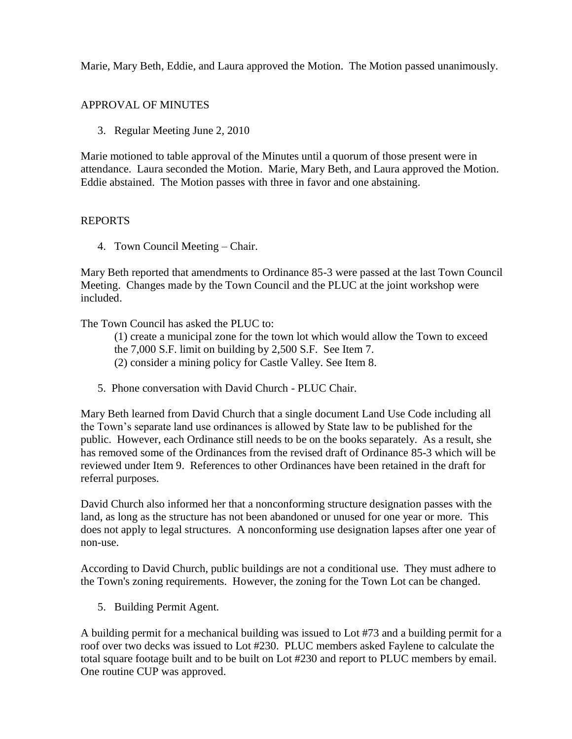Marie, Mary Beth, Eddie, and Laura approved the Motion. The Motion passed unanimously.

## APPROVAL OF MINUTES

3. Regular Meeting June 2, 2010

Marie motioned to table approval of the Minutes until a quorum of those present were in attendance. Laura seconded the Motion. Marie, Mary Beth, and Laura approved the Motion. Eddie abstained. The Motion passes with three in favor and one abstaining.

## REPORTS

4. Town Council Meeting – Chair.

Mary Beth reported that amendments to Ordinance 85-3 were passed at the last Town Council Meeting. Changes made by the Town Council and the PLUC at the joint workshop were included.

The Town Council has asked the PLUC to:

(1) create a municipal zone for the town lot which would allow the Town to exceed the 7,000 S.F. limit on building by 2,500 S.F. See Item 7.
(2) consider a mining policy for Castle Valley. See Item 8.

5. Phone conversation with David Church - PLUC Chair.

Mary Beth learned from David Church that a single document Land Use Code including all the Town's separate land use ordinances is allowed by State law to be published for the public. However, each Ordinance still needs to be on the books separately. As a result, she has removed some of the Ordinances from the revised draft of Ordinance 85-3 which will be reviewed under Item 9. References to other Ordinances have been retained in the draft for referral purposes.

David Church also informed her that a nonconforming structure designation passes with the land, as long as the structure has not been abandoned or unused for one year or more. This does not apply to legal structures. A nonconforming use designation lapses after one year of non-use.

According to David Church, public buildings are not a conditional use. They must adhere to the Town's zoning requirements. However, the zoning for the Town Lot can be changed.

5. Building Permit Agent.

A building permit for a mechanical building was issued to Lot #73 and a building permit for a roof over two decks was issued to Lot #230. PLUC members asked Faylene to calculate the total square footage built and to be built on Lot #230 and report to PLUC members by email. One routine CUP was approved.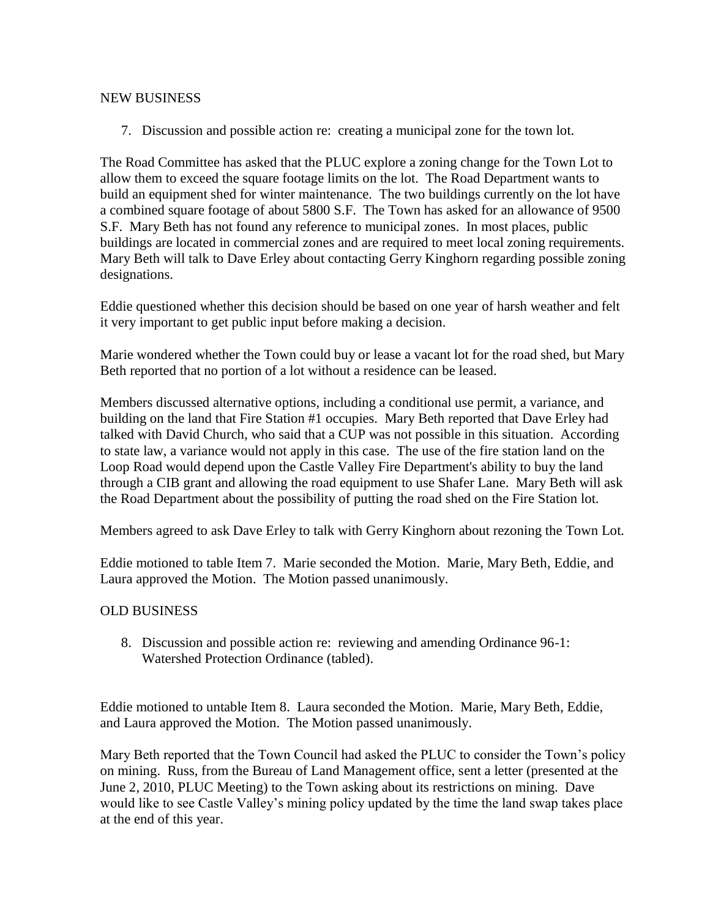## NEW BUSINESS

7. Discussion and possible action re: creating a municipal zone for the town lot.

The Road Committee has asked that the PLUC explore a zoning change for the Town Lot to allow them to exceed the square footage limits on the lot. The Road Department wants to build an equipment shed for winter maintenance. The two buildings currently on the lot have a combined square footage of about 5800 S.F. The Town has asked for an allowance of 9500 S.F. Mary Beth has not found any reference to municipal zones. In most places, public buildings are located in commercial zones and are required to meet local zoning requirements. Mary Beth will talk to Dave Erley about contacting Gerry Kinghorn regarding possible zoning designations.

Eddie questioned whether this decision should be based on one year of harsh weather and felt it very important to get public input before making a decision.

Marie wondered whether the Town could buy or lease a vacant lot for the road shed, but Mary Beth reported that no portion of a lot without a residence can be leased.

Members discussed alternative options, including a conditional use permit, a variance, and building on the land that Fire Station #1 occupies. Mary Beth reported that Dave Erley had talked with David Church, who said that a CUP was not possible in this situation. According to state law, a variance would not apply in this case. The use of the fire station land on the Loop Road would depend upon the Castle Valley Fire Department's ability to buy the land through a CIB grant and allowing the road equipment to use Shafer Lane. Mary Beth will ask the Road Department about the possibility of putting the road shed on the Fire Station lot.

Members agreed to ask Dave Erley to talk with Gerry Kinghorn about rezoning the Town Lot.

Eddie motioned to table Item 7. Marie seconded the Motion. Marie, Mary Beth, Eddie, and Laura approved the Motion. The Motion passed unanimously.

## OLD BUSINESS

8. Discussion and possible action re: reviewing and amending Ordinance 96-1: Watershed Protection Ordinance (tabled).

Eddie motioned to untable Item 8. Laura seconded the Motion. Marie, Mary Beth, Eddie, and Laura approved the Motion. The Motion passed unanimously.

Mary Beth reported that the Town Council had asked the PLUC to consider the Town's policy on mining. Russ, from the Bureau of Land Management office, sent a letter (presented at the June 2, 2010, PLUC Meeting) to the Town asking about its restrictions on mining. Dave would like to see Castle Valley's mining policy updated by the time the land swap takes place at the end of this year.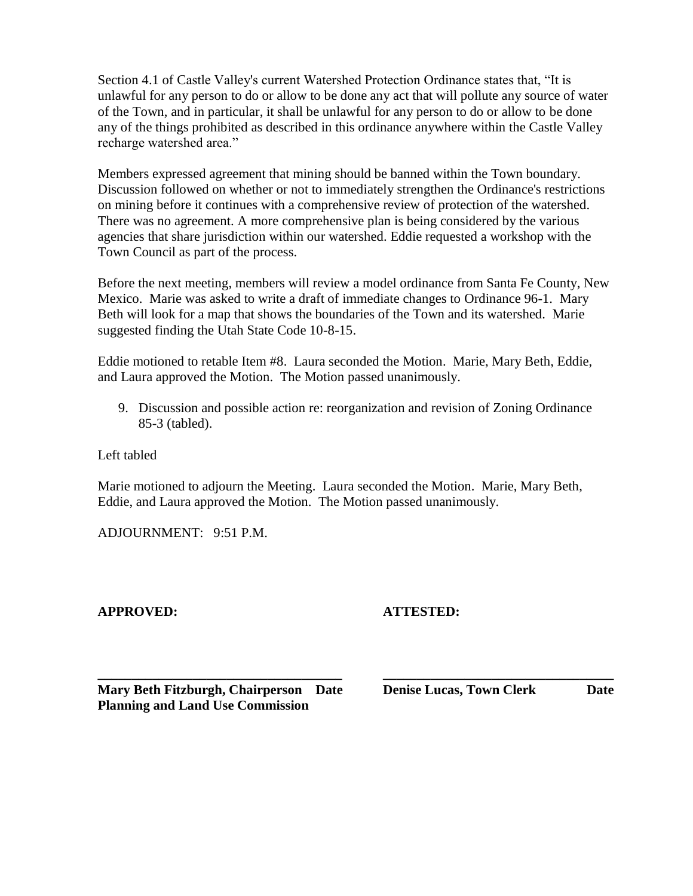Section 4.1 of Castle Valley's current Watershed Protection Ordinance states that, "It is unlawful for any person to do or allow to be done any act that will pollute any source of water of the Town, and in particular, it shall be unlawful for any person to do or allow to be done any of the things prohibited as described in this ordinance anywhere within the Castle Valley recharge watershed area."

Members expressed agreement that mining should be banned within the Town boundary. Discussion followed on whether or not to immediately strengthen the Ordinance's restrictions on mining before it continues with a comprehensive review of protection of the watershed. There was no agreement. A more comprehensive plan is being considered by the various agencies that share jurisdiction within our watershed. Eddie requested a workshop with the Town Council as part of the process.

Before the next meeting, members will review a model ordinance from Santa Fe County, New Mexico. Marie was asked to write a draft of immediate changes to Ordinance 96-1. Mary Beth will look for a map that shows the boundaries of the Town and its watershed. Marie suggested finding the Utah State Code 10-8-15.

Eddie motioned to retable Item #8. Laura seconded the Motion. Marie, Mary Beth, Eddie, and Laura approved the Motion. The Motion passed unanimously.

9. Discussion and possible action re: reorganization and revision of Zoning Ordinance 85-3 (tabled).

Left tabled

Marie motioned to adjourn the Meeting. Laura seconded the Motion. Marie, Mary Beth, Eddie, and Laura approved the Motion. The Motion passed unanimously.

ADJOURNMENT: 9:51 P.M.

**APPROVED:**

**ATTESTED:**

_____________________________________

**Mary Beth Fitzburgh, Chairperson Date**
**Planning and Land Use Commission**

_____________________________________

**Denise Lucas, Town Clerk Date**